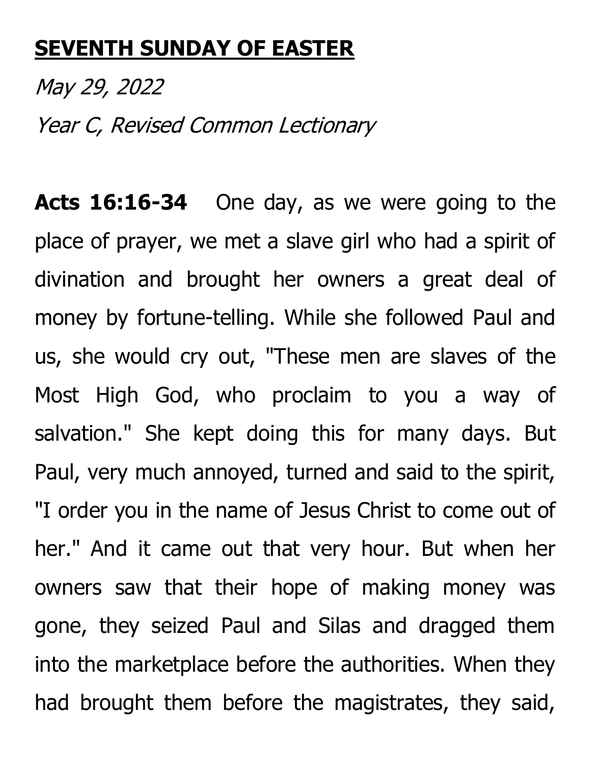# SEVENTH SUNDAY OF EASTER

*May 29, 2022*

*Year C, Revised Common Lectionary*

**Acts 16:16-34** One day, as we were going to the place of prayer, we met a slave girl who had a spirit of divination and brought her owners a great deal of money by fortune-telling. While she followed Paul and us, she would cry out, "These men are slaves of the Most High God, who proclaim to you a way of salvation." She kept doing this for many days. But Paul, very much annoyed, turned and said to the spirit, "I order you in the name of Jesus Christ to come out of her." And it came out that very hour. But when her owners saw that their hope of making money was gone, they seized Paul and Silas and dragged them into the marketplace before the authorities. When they had brought them before the magistrates, they said,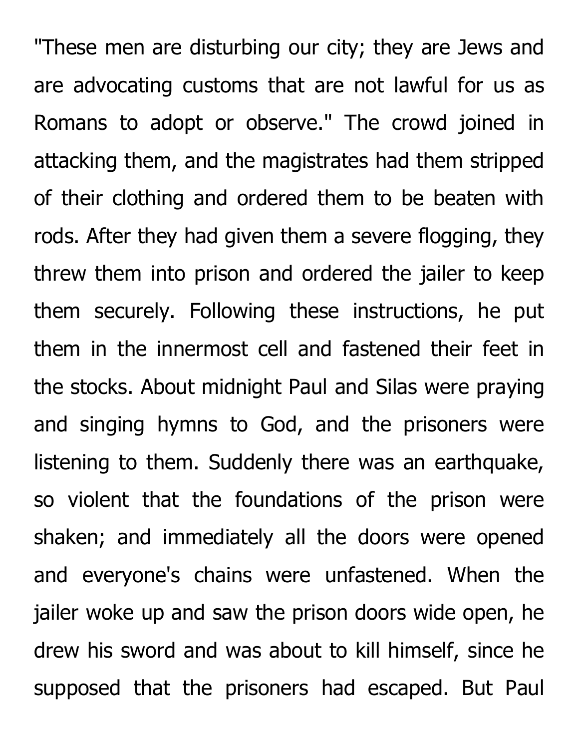"These men are disturbing our city; they are Jews and are advocating customs that are not lawful for us as Romans to adopt or observe." The crowd joined in attacking them, and the magistrates had them stripped of their clothing and ordered them to be beaten with rods. After they had given them a severe flogging, they threw them into prison and ordered the jailer to keep them securely. Following these instructions, he put them in the innermost cell and fastened their feet in the stocks. About midnight Paul and Silas were praying and singing hymns to God, and the prisoners were listening to them. Suddenly there was an earthquake, so violent that the foundations of the prison were shaken; and immediately all the doors were opened and everyone's chains were unfastened. When the jailer woke up and saw the prison doors wide open, he drew his sword and was about to kill himself, since he supposed that the prisoners had escaped. But Paul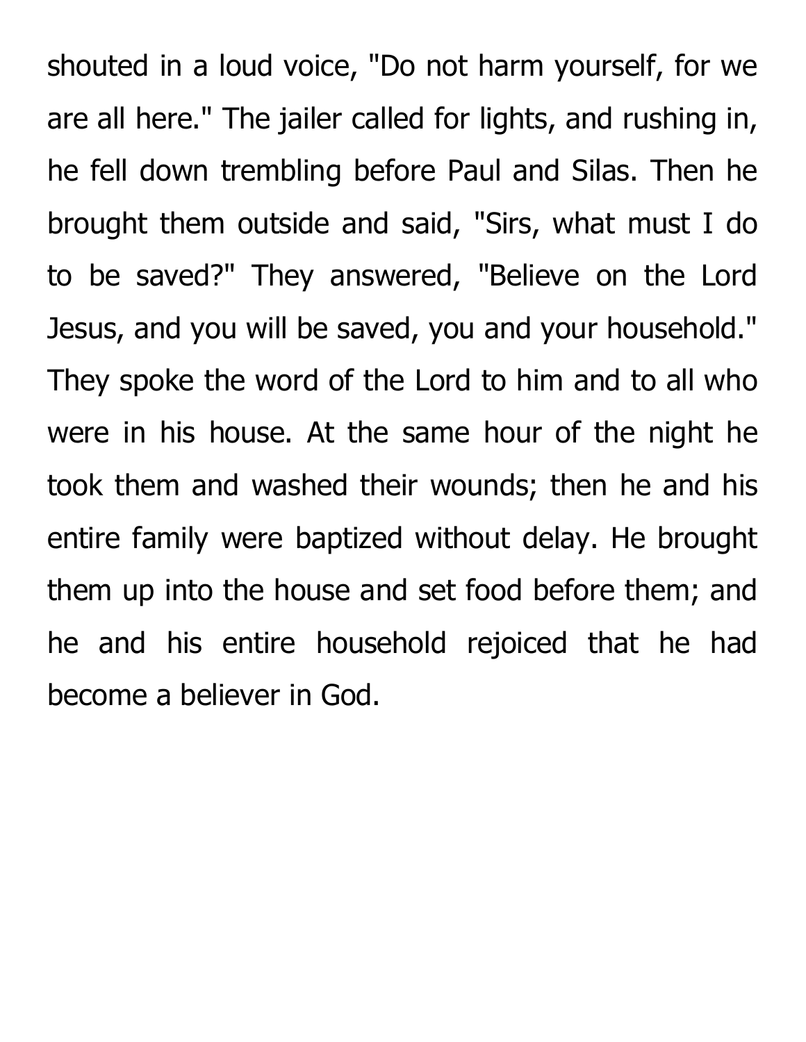shouted in a loud voice, "Do not harm yourself, for we are all here." The jailer called for lights, and rushing in, he fell down trembling before Paul and Silas. Then he brought them outside and said, "Sirs, what must I do to be saved?" They answered, "Believe on the Lord Jesus, and you will be saved, you and your household." They spoke the word of the Lord to him and to all who were in his house. At the same hour of the night he took them and washed their wounds; then he and his entire family were baptized without delay. He brought them up into the house and set food before them; and he and his entire household rejoiced that he had become a believer in God.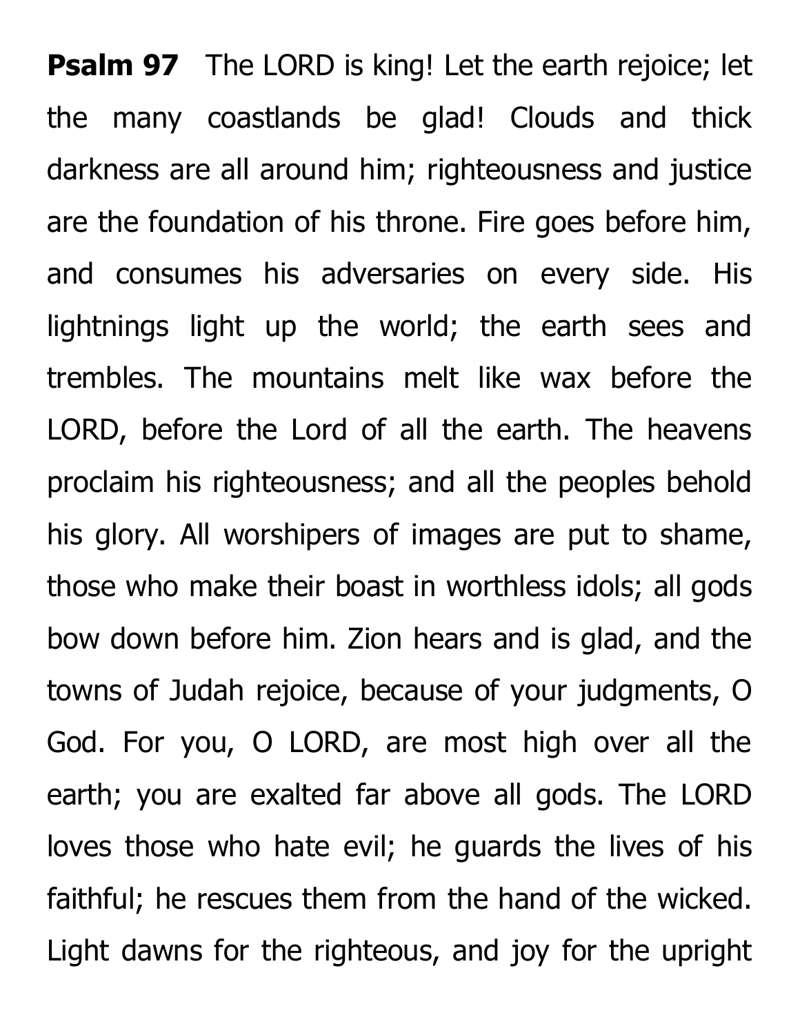**Psalm 97** The LORD is king! Let the earth rejoice; let the many coastlands be glad! Clouds and thick darkness are all around him; righteousness and justice are the foundation of his throne. Fire goes before him, and consumes his adversaries on every side. His lightnings light up the world; the earth sees and trembles. The mountains melt like wax before the LORD, before the Lord of all the earth. The heavens proclaim his righteousness; and all the peoples behold his glory. All worshipers of images are put to shame, those who make their boast in worthless idols; all gods bow down before him. Zion hears and is glad, and the towns of Judah rejoice, because of your judgments, O God. For you, O LORD, are most high over all the earth; you are exalted far above all gods. The LORD loves those who hate evil; he guards the lives of his faithful; he rescues them from the hand of the wicked. Light dawns for the righteous, and joy for the upright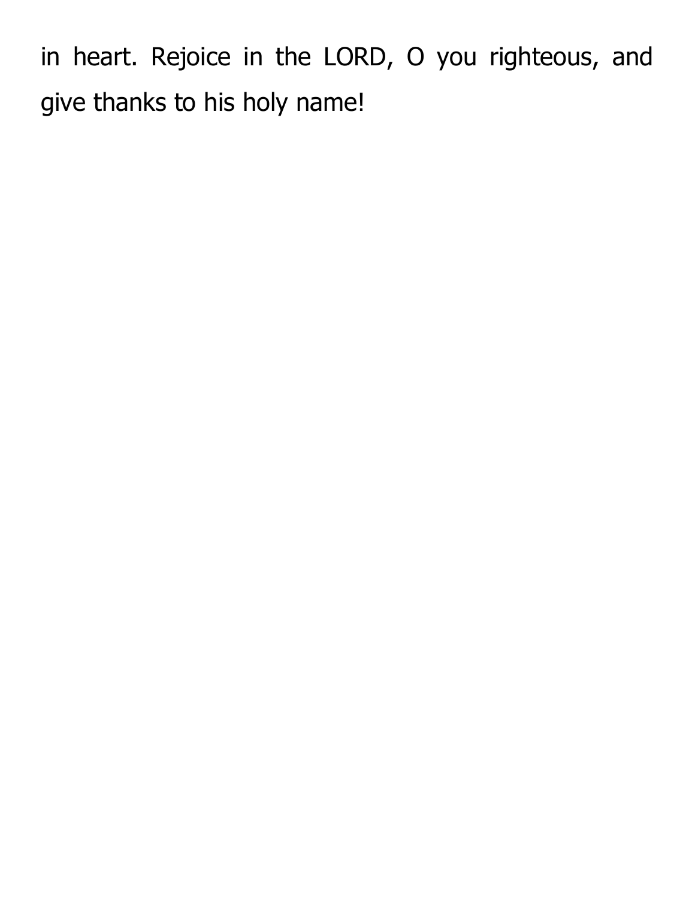in heart. Rejoice in the LORD, O you righteous, and give thanks to his holy name!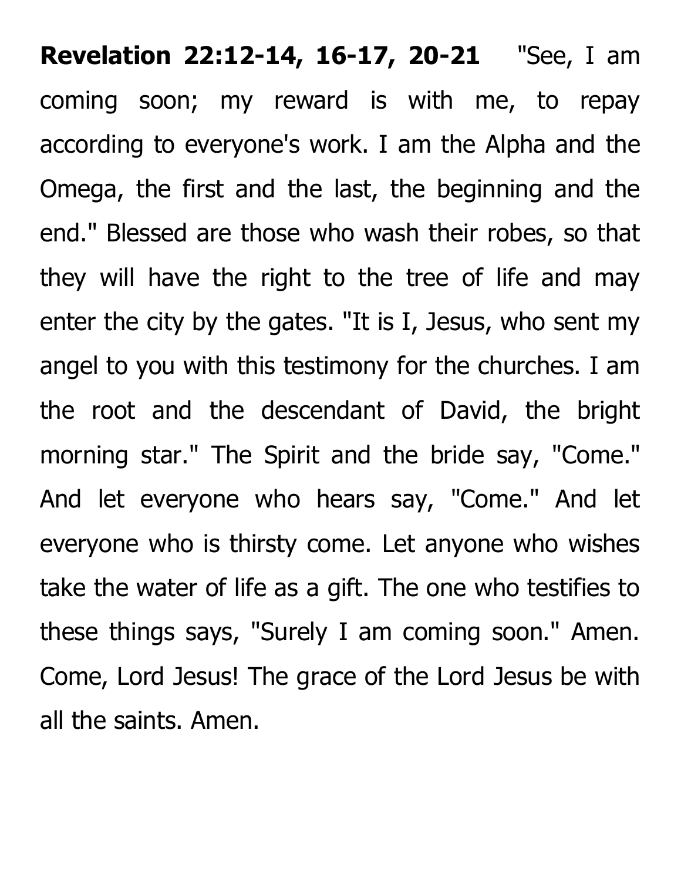**Revelation 22:12-14, 16-17, 20-21** "See, I am coming soon; my reward is with me, to repay according to everyone's work. I am the Alpha and the Omega, the first and the last, the beginning and the end." Blessed are those who wash their robes, so that they will have the right to the tree of life and may enter the city by the gates. "It is I, Jesus, who sent my angel to you with this testimony for the churches. I am the root and the descendant of David, the bright morning star." The Spirit and the bride say, "Come." And let everyone who hears say, "Come." And let everyone who is thirsty come. Let anyone who wishes take the water of life as a gift. The one who testifies to these things says, "Surely I am coming soon." Amen. Come, Lord Jesus! The grace of the Lord Jesus be with all the saints. Amen.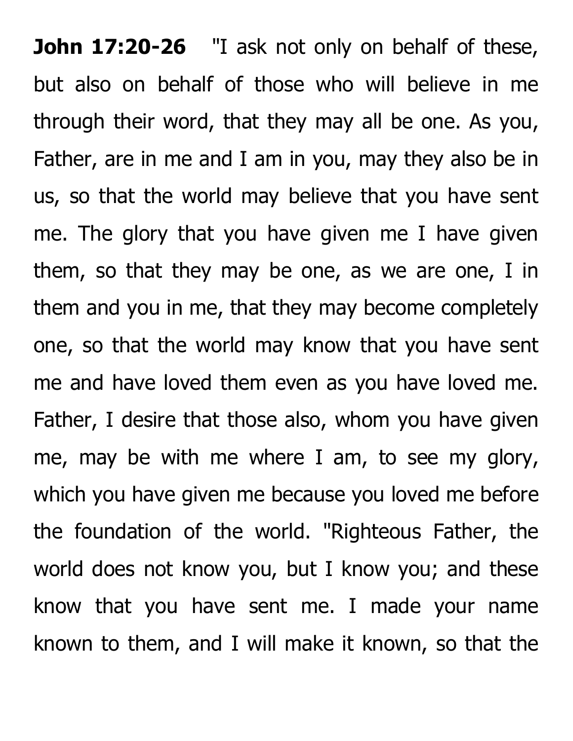**John 17:20-26** "I ask not only on behalf of these, but also on behalf of those who will believe in me through their word, that they may all be one. As you, Father, are in me and I am in you, may they also be in us, so that the world may believe that you have sent me. The glory that you have given me I have given them, so that they may be one, as we are one, I in them and you in me, that they may become completely one, so that the world may know that you have sent me and have loved them even as you have loved me. Father, I desire that those also, whom you have given me, may be with me where I am, to see my glory, which you have given me because you loved me before the foundation of the world. "Righteous Father, the world does not know you, but I know you; and these know that you have sent me. I made your name known to them, and I will make it known, so that the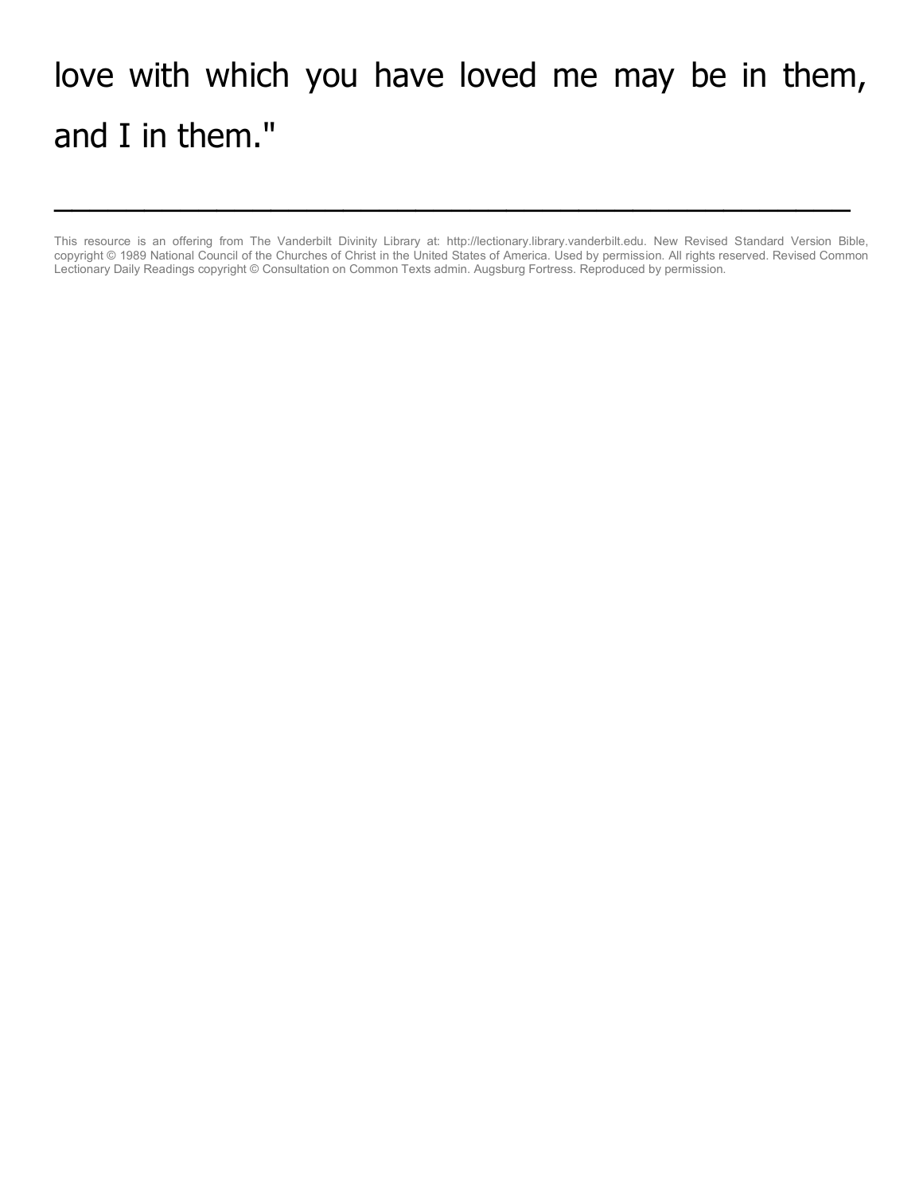love with which you have loved me may be in them, and I in them."

---

This resource is an offering from The Vanderbilt Divinity Library at: http://lectionary.library.vanderbilt.edu. New Revised Standard Version Bible, copyright © 1989 National Council of the Churches of Christ in the United States of America. Used by permission. All rights reserved. Revised Common Lectionary Daily Readings copyright © Consultation on Common Texts admin. Augsburg Fortress. Reproduced by permission.